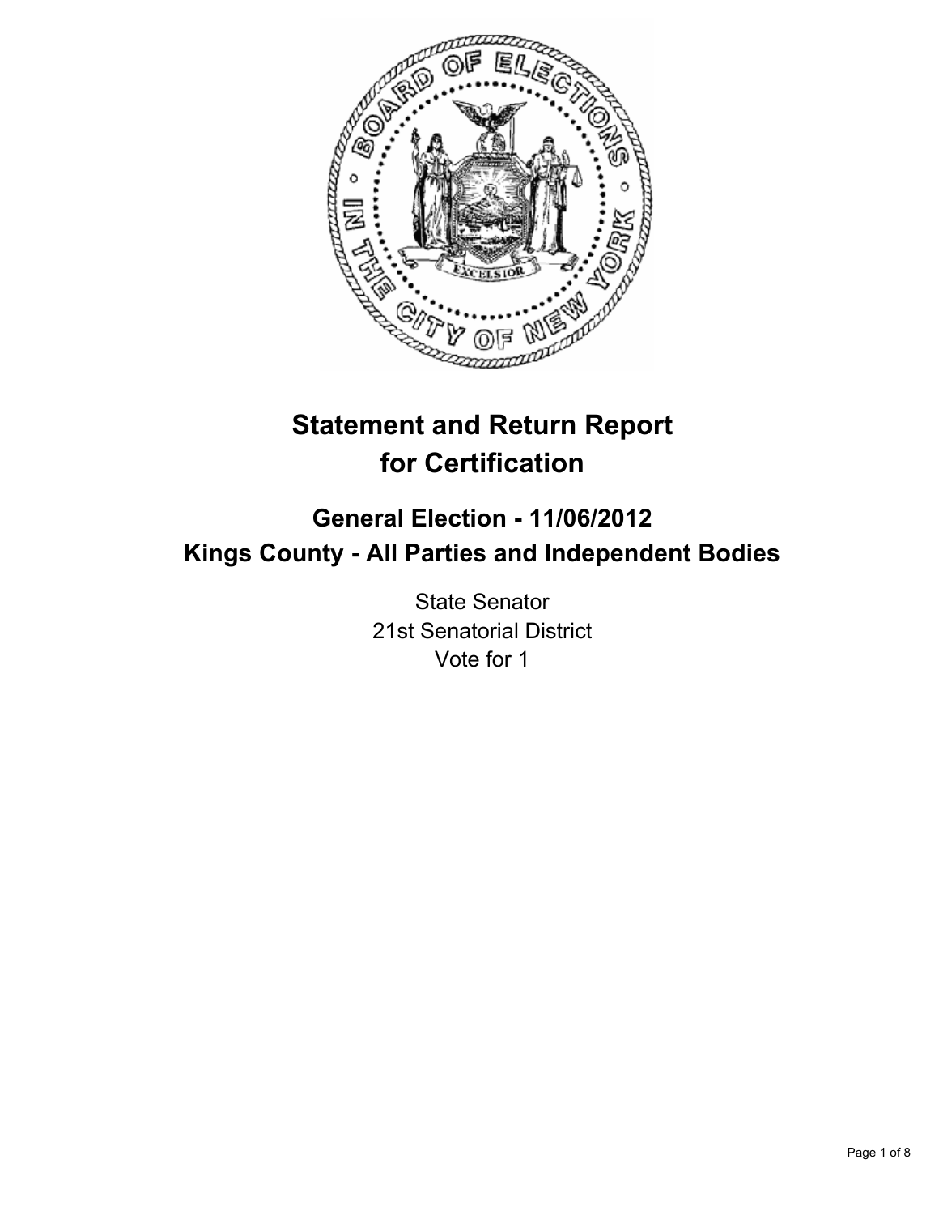# Statement and Return Report for Certification

## General Election - 11/06/2012
## Kings County - All Parties and Independent Bodies

State Senator
21st Senatorial District
Vote for 1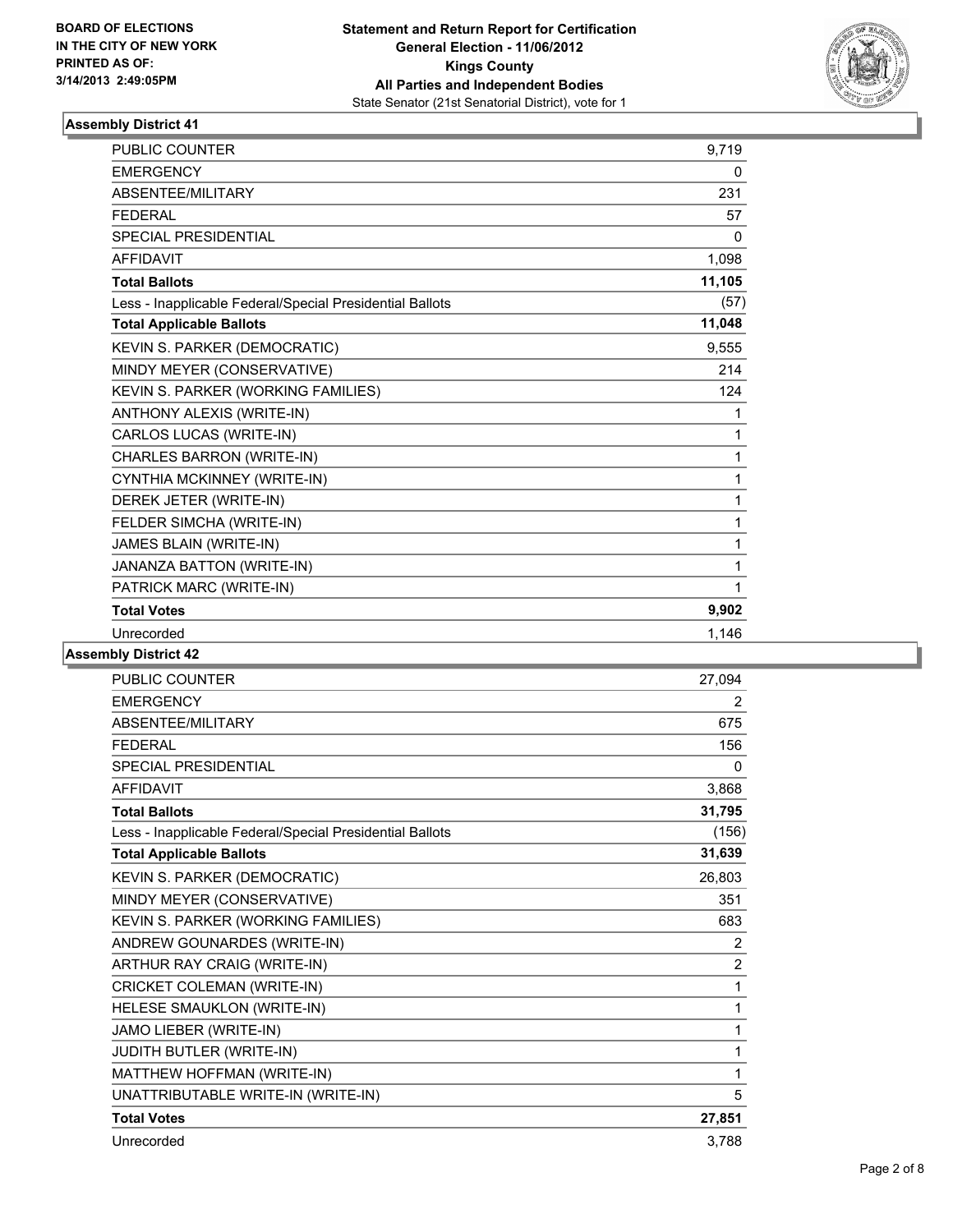BOARD OF ELECTIONS
IN THE CITY OF NEW YORK
PRINTED AS OF:
3/14/2013 2:49:05PM

**Statement and Return Report for Certification**
**General Election - 11/06/2012**
**Kings County**
**All Parties and Independent Bodies**
State Senator (21st Senatorial District), vote for 1

## Assembly District 41

| | |
|---|---|
| PUBLIC COUNTER | 9,719 |
| EMERGENCY | 0 |
| ABSENTEE/MILITARY | 231 |
| FEDERAL | 57 |
| SPECIAL PRESIDENTIAL | 0 |
| AFFIDAVIT | 1,098 |
| **Total Ballots** | **11,105** |
| Less - Inapplicable Federal/Special Presidential Ballots | (57) |
| **Total Applicable Ballots** | **11,048** |
| KEVIN S. PARKER (DEMOCRATIC) | 9,555 |
| MINDY MEYER (CONSERVATIVE) | 214 |
| KEVIN S. PARKER (WORKING FAMILIES) | 124 |
| ANTHONY ALEXIS (WRITE-IN) | 1 |
| CARLOS LUCAS (WRITE-IN) | 1 |
| CHARLES BARRON (WRITE-IN) | 1 |
| CYNTHIA MCKINNEY (WRITE-IN) | 1 |
| DEREK JETER (WRITE-IN) | 1 |
| FELDER SIMCHA (WRITE-IN) | 1 |
| JAMES BLAIN (WRITE-IN) | 1 |
| JANANZA BATTON (WRITE-IN) | 1 |
| PATRICK MARC (WRITE-IN) | 1 |
| **Total Votes** | **9,902** |
| Unrecorded | 1,146 |

## Assembly District 42

| | |
|---|---|
| PUBLIC COUNTER | 27,094 |
| EMERGENCY | 2 |
| ABSENTEE/MILITARY | 675 |
| FEDERAL | 156 |
| SPECIAL PRESIDENTIAL | 0 |
| AFFIDAVIT | 3,868 |
| **Total Ballots** | **31,795** |
| Less - Inapplicable Federal/Special Presidential Ballots | (156) |
| **Total Applicable Ballots** | **31,639** |
| KEVIN S. PARKER (DEMOCRATIC) | 26,803 |
| MINDY MEYER (CONSERVATIVE) | 351 |
| KEVIN S. PARKER (WORKING FAMILIES) | 683 |
| ANDREW GOUNARDES (WRITE-IN) | 2 |
| ARTHUR RAY CRAIG (WRITE-IN) | 2 |
| CRICKET COLEMAN (WRITE-IN) | 1 |
| HELESE SMAUKLON (WRITE-IN) | 1 |
| JAMO LIEBER (WRITE-IN) | 1 |
| JUDITH BUTLER (WRITE-IN) | 1 |
| MATTHEW HOFFMAN (WRITE-IN) | 1 |
| UNATTRIBUTABLE WRITE-IN (WRITE-IN) | 5 |
| **Total Votes** | **27,851** |
| Unrecorded | 3,788 |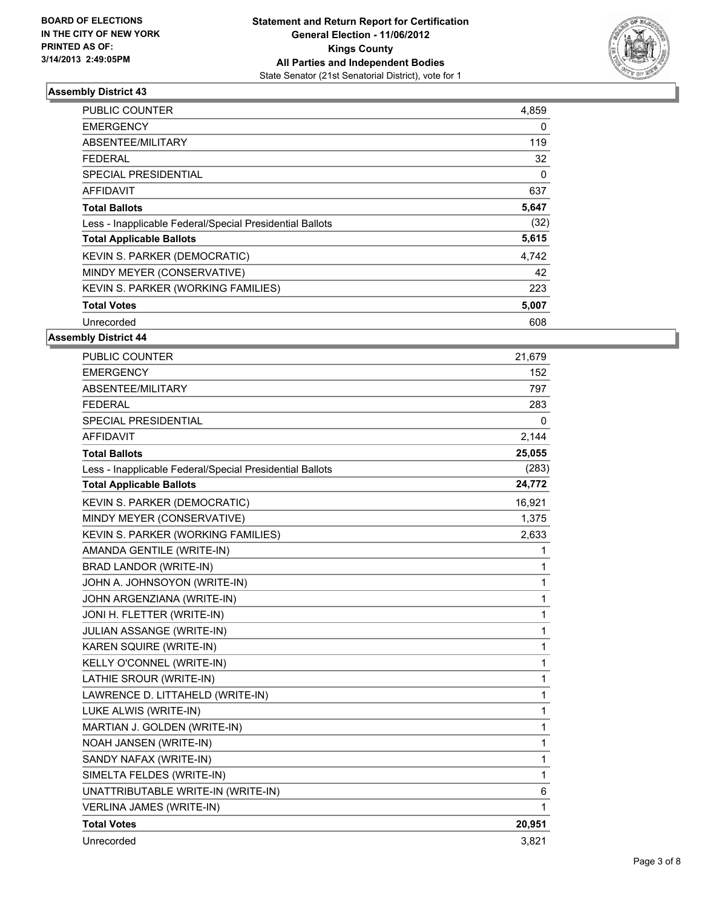**BOARD OF ELECTIONS**
**IN THE CITY OF NEW YORK**
**PRINTED AS OF:**
**3/14/2013 2:49:05PM**

**Statement and Return Report for Certification**
**General Election - 11/06/2012**
**Kings County**
**All Parties and Independent Bodies**
State Senator (21st Senatorial District), vote for 1

### Assembly District 43

| | |
|---|---|
| PUBLIC COUNTER | 4,859 |
| EMERGENCY | 0 |
| ABSENTEE/MILITARY | 119 |
| FEDERAL | 32 |
| SPECIAL PRESIDENTIAL | 0 |
| AFFIDAVIT | 637 |
| **Total Ballots** | **5,647** |
| Less - Inapplicable Federal/Special Presidential Ballots | (32) |
| **Total Applicable Ballots** | **5,615** |
| KEVIN S. PARKER (DEMOCRATIC) | 4,742 |
| MINDY MEYER (CONSERVATIVE) | 42 |
| KEVIN S. PARKER (WORKING FAMILIES) | 223 |
| **Total Votes** | **5,007** |
| Unrecorded | 608 |

### Assembly District 44

| | |
|---|---|
| PUBLIC COUNTER | 21,679 |
| EMERGENCY | 152 |
| ABSENTEE/MILITARY | 797 |
| FEDERAL | 283 |
| SPECIAL PRESIDENTIAL | 0 |
| AFFIDAVIT | 2,144 |
| **Total Ballots** | **25,055** |
| Less - Inapplicable Federal/Special Presidential Ballots | (283) |
| **Total Applicable Ballots** | **24,772** |
| KEVIN S. PARKER (DEMOCRATIC) | 16,921 |
| MINDY MEYER (CONSERVATIVE) | 1,375 |
| KEVIN S. PARKER (WORKING FAMILIES) | 2,633 |
| AMANDA GENTILE (WRITE-IN) | 1 |
| BRAD LANDOR (WRITE-IN) | 1 |
| JOHN A. JOHNSOYON (WRITE-IN) | 1 |
| JOHN ARGENZIANA (WRITE-IN) | 1 |
| JONI H. FLETTER (WRITE-IN) | 1 |
| JULIAN ASSANGE (WRITE-IN) | 1 |
| KAREN SQUIRE (WRITE-IN) | 1 |
| KELLY O'CONNEL (WRITE-IN) | 1 |
| LATHIE SROUR (WRITE-IN) | 1 |
| LAWRENCE D. LITTAHELD (WRITE-IN) | 1 |
| LUKE ALWIS (WRITE-IN) | 1 |
| MARTIAN J. GOLDEN (WRITE-IN) | 1 |
| NOAH JANSEN (WRITE-IN) | 1 |
| SANDY NAFAX (WRITE-IN) | 1 |
| SIMELTA FELDES (WRITE-IN) | 1 |
| UNATTRIBUTABLE WRITE-IN (WRITE-IN) | 6 |
| VERLINA JAMES (WRITE-IN) | 1 |
| **Total Votes** | **20,951** |
| Unrecorded | 3,821 |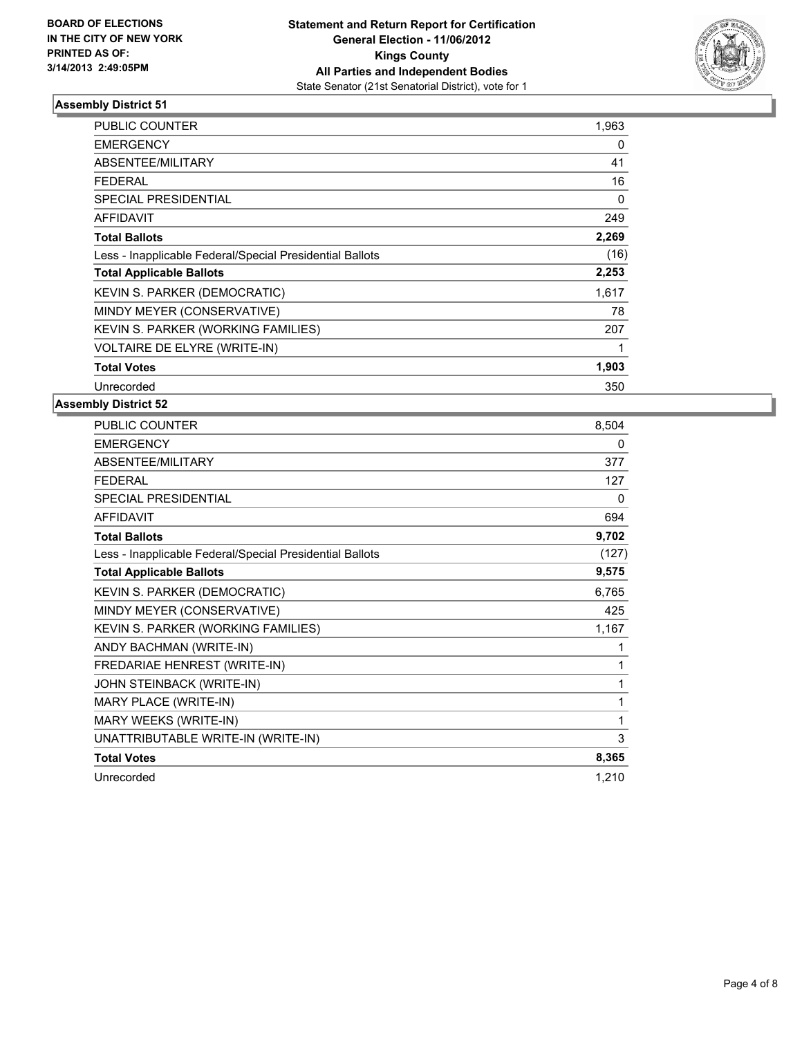BOARD OF ELECTIONS
IN THE CITY OF NEW YORK
PRINTED AS OF:
3/14/2013 2:49:05PM

**Statement and Return Report for Certification**
**General Election - 11/06/2012**
**Kings County**
**All Parties and Independent Bodies**
State Senator (21st Senatorial District), vote for 1

### Assembly District 51

| | |
|---|---|
| PUBLIC COUNTER | 1,963 |
| EMERGENCY | 0 |
| ABSENTEE/MILITARY | 41 |
| FEDERAL | 16 |
| SPECIAL PRESIDENTIAL | 0 |
| AFFIDAVIT | 249 |
| **Total Ballots** | **2,269** |
| Less - Inapplicable Federal/Special Presidential Ballots | (16) |
| **Total Applicable Ballots** | **2,253** |
| KEVIN S. PARKER (DEMOCRATIC) | 1,617 |
| MINDY MEYER (CONSERVATIVE) | 78 |
| KEVIN S. PARKER (WORKING FAMILIES) | 207 |
| VOLTAIRE DE ELYRE (WRITE-IN) | 1 |
| **Total Votes** | **1,903** |
| Unrecorded | 350 |

### Assembly District 52

| | |
|---|---|
| PUBLIC COUNTER | 8,504 |
| EMERGENCY | 0 |
| ABSENTEE/MILITARY | 377 |
| FEDERAL | 127 |
| SPECIAL PRESIDENTIAL | 0 |
| AFFIDAVIT | 694 |
| **Total Ballots** | **9,702** |
| Less - Inapplicable Federal/Special Presidential Ballots | (127) |
| **Total Applicable Ballots** | **9,575** |
| KEVIN S. PARKER (DEMOCRATIC) | 6,765 |
| MINDY MEYER (CONSERVATIVE) | 425 |
| KEVIN S. PARKER (WORKING FAMILIES) | 1,167 |
| ANDY BACHMAN (WRITE-IN) | 1 |
| FREDARIAE HENREST (WRITE-IN) | 1 |
| JOHN STEINBACK (WRITE-IN) | 1 |
| MARY PLACE (WRITE-IN) | 1 |
| MARY WEEKS (WRITE-IN) | 1 |
| UNATTRIBUTABLE WRITE-IN (WRITE-IN) | 3 |
| **Total Votes** | **8,365** |
| Unrecorded | 1,210 |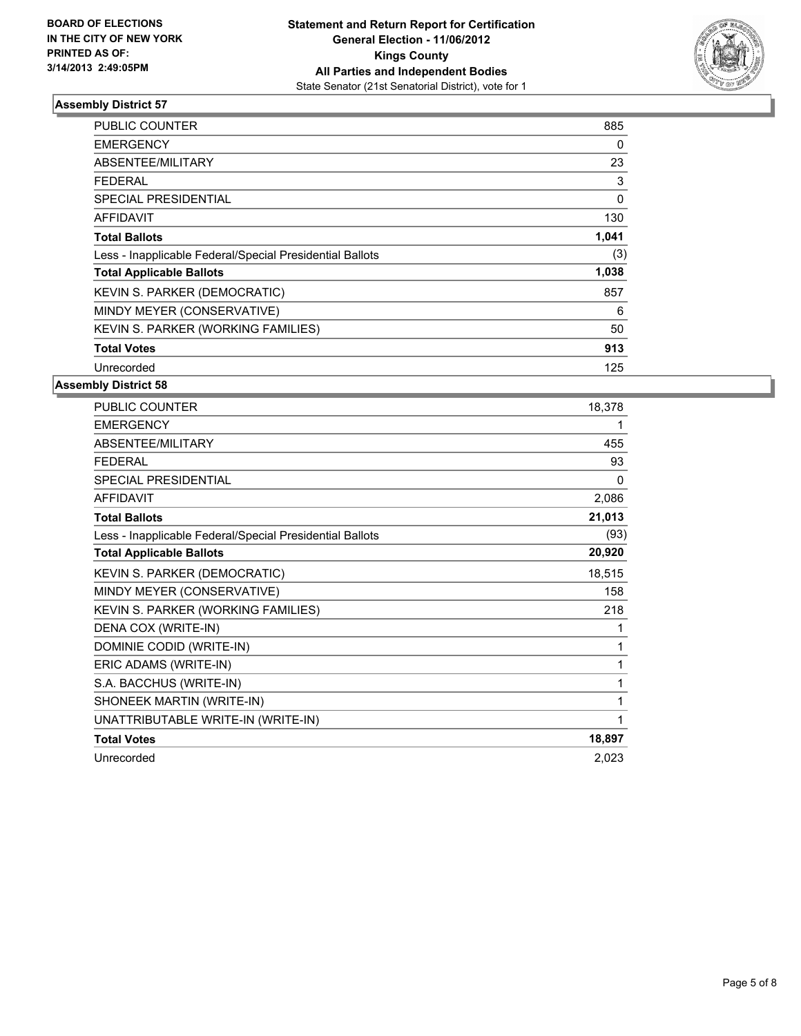**BOARD OF ELECTIONS IN THE CITY OF NEW YORK PRINTED AS OF: 3/14/2013 2:49:05PM**

**Statement and Return Report for Certification General Election - 11/06/2012 Kings County All Parties and Independent Bodies**
State Senator (21st Senatorial District), vote for 1

## Assembly District 57

| | |
|---|---|
| PUBLIC COUNTER | 885 |
| EMERGENCY | 0 |
| ABSENTEE/MILITARY | 23 |
| FEDERAL | 3 |
| SPECIAL PRESIDENTIAL | 0 |
| AFFIDAVIT | 130 |
| **Total Ballots** | **1,041** |
| Less - Inapplicable Federal/Special Presidential Ballots | (3) |
| **Total Applicable Ballots** | **1,038** |
| KEVIN S. PARKER (DEMOCRATIC) | 857 |
| MINDY MEYER (CONSERVATIVE) | 6 |
| KEVIN S. PARKER (WORKING FAMILIES) | 50 |
| **Total Votes** | **913** |
| Unrecorded | 125 |

## Assembly District 58

| | |
|---|---|
| PUBLIC COUNTER | 18,378 |
| EMERGENCY | 1 |
| ABSENTEE/MILITARY | 455 |
| FEDERAL | 93 |
| SPECIAL PRESIDENTIAL | 0 |
| AFFIDAVIT | 2,086 |
| **Total Ballots** | **21,013** |
| Less - Inapplicable Federal/Special Presidential Ballots | (93) |
| **Total Applicable Ballots** | **20,920** |
| KEVIN S. PARKER (DEMOCRATIC) | 18,515 |
| MINDY MEYER (CONSERVATIVE) | 158 |
| KEVIN S. PARKER (WORKING FAMILIES) | 218 |
| DENA COX (WRITE-IN) | 1 |
| DOMINIE CODID (WRITE-IN) | 1 |
| ERIC ADAMS (WRITE-IN) | 1 |
| S.A. BACCHUS (WRITE-IN) | 1 |
| SHONEEK MARTIN (WRITE-IN) | 1 |
| UNATTRIBUTABLE WRITE-IN (WRITE-IN) | 1 |
| **Total Votes** | **18,897** |
| Unrecorded | 2,023 |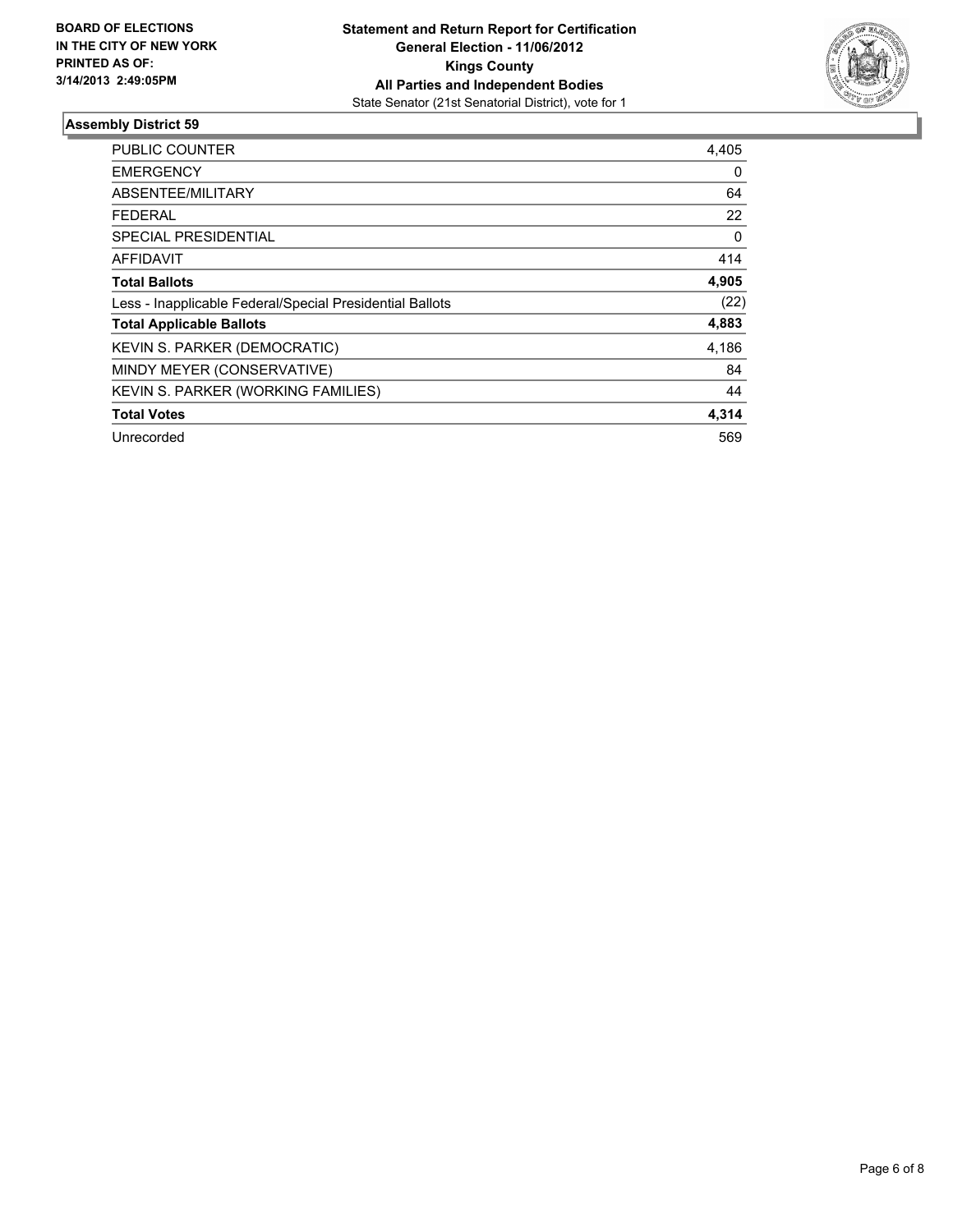**BOARD OF ELECTIONS IN THE CITY OF NEW YORK PRINTED AS OF: 3/14/2013 2:49:05PM**

**Statement and Return Report for Certification**
**General Election - 11/06/2012**
**Kings County**
**All Parties and Independent Bodies**
State Senator (21st Senatorial District), vote for 1

## Assembly District 59

| | |
|---|---|
| PUBLIC COUNTER | 4,405 |
| EMERGENCY | 0 |
| ABSENTEE/MILITARY | 64 |
| FEDERAL | 22 |
| SPECIAL PRESIDENTIAL | 0 |
| AFFIDAVIT | 414 |
| **Total Ballots** | **4,905** |
| Less - Inapplicable Federal/Special Presidential Ballots | (22) |
| **Total Applicable Ballots** | **4,883** |
| KEVIN S. PARKER (DEMOCRATIC) | 4,186 |
| MINDY MEYER (CONSERVATIVE) | 84 |
| KEVIN S. PARKER (WORKING FAMILIES) | 44 |
| **Total Votes** | **4,314** |
| Unrecorded | 569 |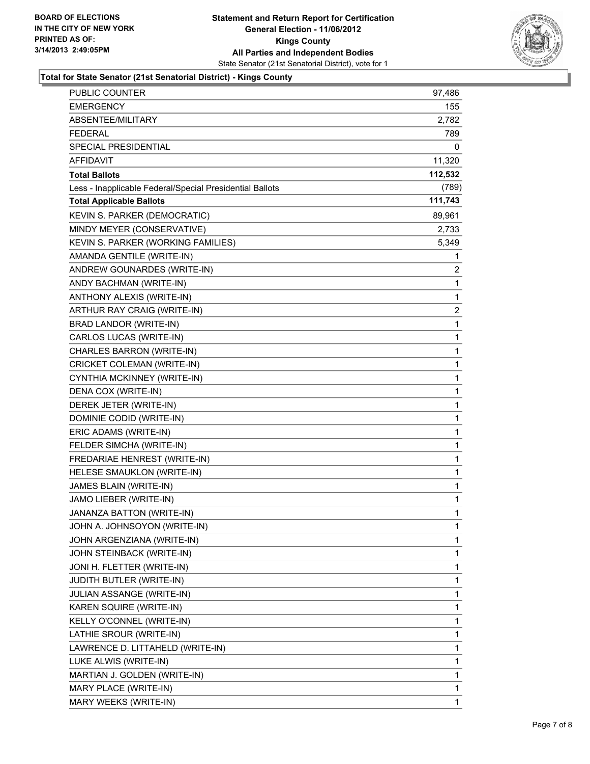**BOARD OF ELECTIONS IN THE CITY OF NEW YORK PRINTED AS OF: 3/14/2013 2:49:05PM**

**Statement and Return Report for Certification**
**General Election - 11/06/2012**
**Kings County**
**All Parties and Independent Bodies**
State Senator (21st Senatorial District), vote for 1

**Total for State Senator (21st Senatorial District) - Kings County**

| | |
|---|---|
| PUBLIC COUNTER | 97,486 |
| EMERGENCY | 155 |
| ABSENTEE/MILITARY | 2,782 |
| FEDERAL | 789 |
| SPECIAL PRESIDENTIAL | 0 |
| AFFIDAVIT | 11,320 |
| **Total Ballots** | **112,532** |
| Less - Inapplicable Federal/Special Presidential Ballots | (789) |
| **Total Applicable Ballots** | **111,743** |
| KEVIN S. PARKER (DEMOCRATIC) | 89,961 |
| MINDY MEYER (CONSERVATIVE) | 2,733 |
| KEVIN S. PARKER (WORKING FAMILIES) | 5,349 |
| AMANDA GENTILE (WRITE-IN) | 1 |
| ANDREW GOUNARDES (WRITE-IN) | 2 |
| ANDY BACHMAN (WRITE-IN) | 1 |
| ANTHONY ALEXIS (WRITE-IN) | 1 |
| ARTHUR RAY CRAIG (WRITE-IN) | 2 |
| BRAD LANDOR (WRITE-IN) | 1 |
| CARLOS LUCAS (WRITE-IN) | 1 |
| CHARLES BARRON (WRITE-IN) | 1 |
| CRICKET COLEMAN (WRITE-IN) | 1 |
| CYNTHIA MCKINNEY (WRITE-IN) | 1 |
| DENA COX (WRITE-IN) | 1 |
| DEREK JETER (WRITE-IN) | 1 |
| DOMINIE CODID (WRITE-IN) | 1 |
| ERIC ADAMS (WRITE-IN) | 1 |
| FELDER SIMCHA (WRITE-IN) | 1 |
| FREDARIAE HENREST (WRITE-IN) | 1 |
| HELESE SMAUKLON (WRITE-IN) | 1 |
| JAMES BLAIN (WRITE-IN) | 1 |
| JAMO LIEBER (WRITE-IN) | 1 |
| JANANZA BATTON (WRITE-IN) | 1 |
| JOHN A. JOHNSOYON (WRITE-IN) | 1 |
| JOHN ARGENZIANA (WRITE-IN) | 1 |
| JOHN STEINBACK (WRITE-IN) | 1 |
| JONI H. FLETTER (WRITE-IN) | 1 |
| JUDITH BUTLER (WRITE-IN) | 1 |
| JULIAN ASSANGE (WRITE-IN) | 1 |
| KAREN SQUIRE (WRITE-IN) | 1 |
| KELLY O'CONNEL (WRITE-IN) | 1 |
| LATHIE SROUR (WRITE-IN) | 1 |
| LAWRENCE D. LITTAHELD (WRITE-IN) | 1 |
| LUKE ALWIS (WRITE-IN) | 1 |
| MARTIAN J. GOLDEN (WRITE-IN) | 1 |
| MARY PLACE (WRITE-IN) | 1 |
| MARY WEEKS (WRITE-IN) | 1 |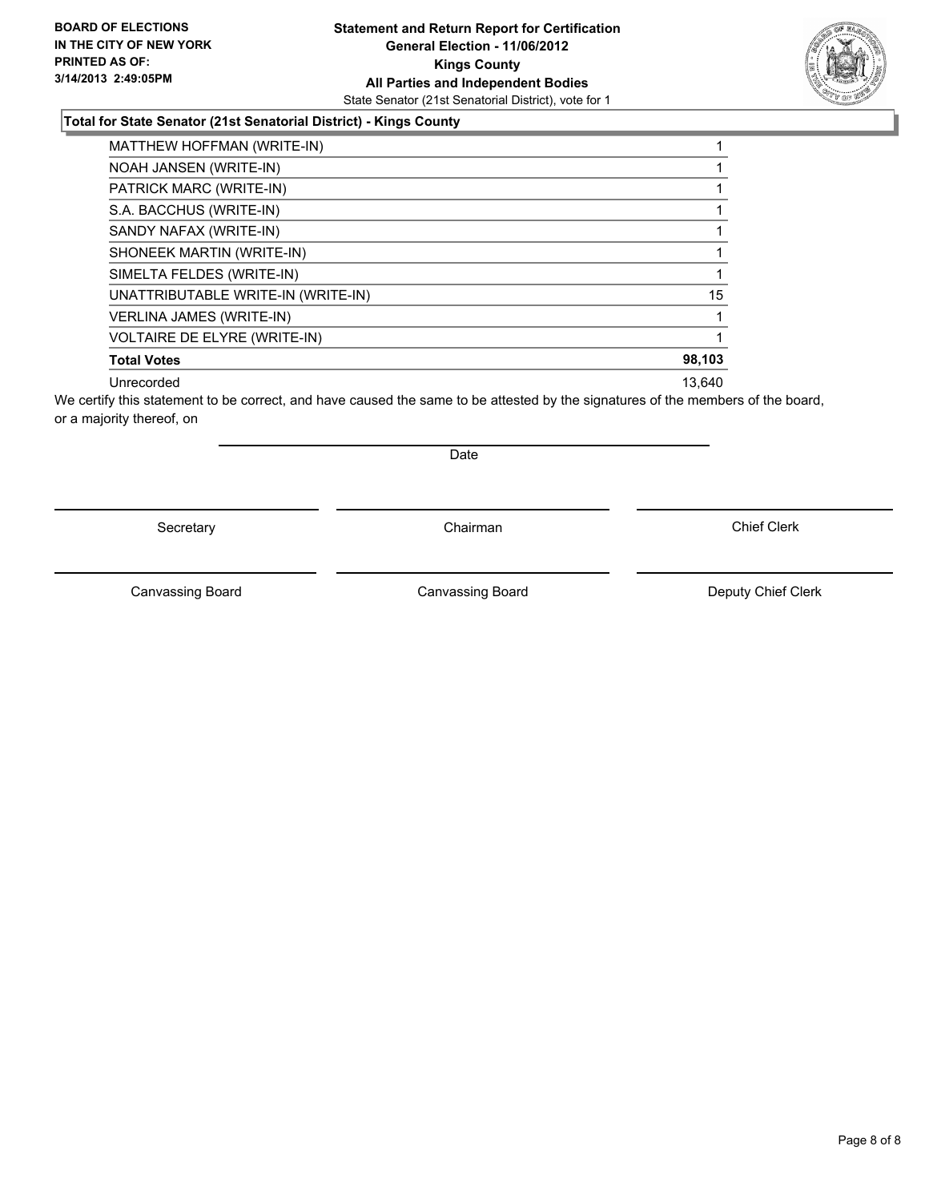**BOARD OF ELECTIONS IN THE CITY OF NEW YORK PRINTED AS OF: 3/14/2013 2:49:05PM**

**Statement and Return Report for Certification**
**General Election - 11/06/2012**
**Kings County**
**All Parties and Independent Bodies**
State Senator (21st Senatorial District), vote for 1

### Total for State Senator (21st Senatorial District) - Kings County

| | |
|---|---|
| MATTHEW HOFFMAN (WRITE-IN) | 1 |
| NOAH JANSEN (WRITE-IN) | 1 |
| PATRICK MARC (WRITE-IN) | 1 |
| S.A. BACCHUS (WRITE-IN) | 1 |
| SANDY NAFAX (WRITE-IN) | 1 |
| SHONEEK MARTIN (WRITE-IN) | 1 |
| SIMELTA FELDES (WRITE-IN) | 1 |
| UNATTRIBUTABLE WRITE-IN (WRITE-IN) | 15 |
| VERLINA JAMES (WRITE-IN) | 1 |
| VOLTAIRE DE ELYRE (WRITE-IN) | 1 |
| **Total Votes** | **98,103** |
| Unrecorded | 13,640 |

We certify this statement to be correct, and have caused the same to be attested by the signatures of the members of the board, or a majority thereof, on

Date

Secretary

Chairman

Chief Clerk

Canvassing Board

Canvassing Board

Deputy Chief Clerk